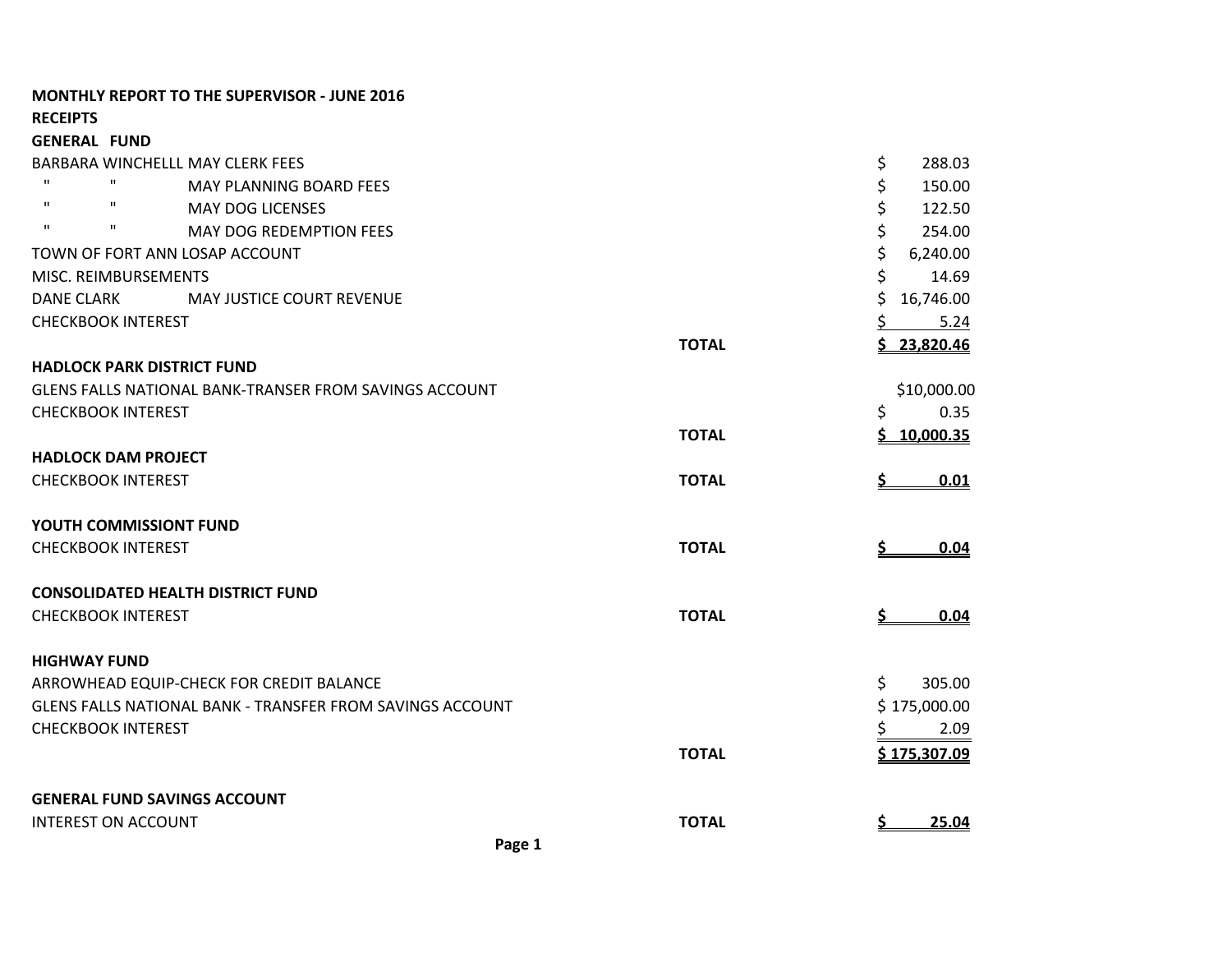**MONTHLY REPORT TO THE SUPERVISOR - JUNE 2016**

**RECEIPTS**

**GENERAL FUND**

| | | |
|---|---|---|
| BARBARA WINCHELLL MAY CLERK FEES | | $ 288.03 |
| " " MAY PLANNING BOARD FEES | | $ 150.00 |
| " " MAY DOG LICENSES | | $ 122.50 |
| " " MAY DOG REDEMPTION FEES | | $ 254.00 |
| TOWN OF FORT ANN LOSAP ACCOUNT | | $ 6,240.00 |
| MISC. REIMBURSEMENTS | | $ 14.69 |
| DANE CLARK MAY JUSTICE COURT REVENUE | | $ 16,746.00 |
| CHECKBOOK INTEREST | | $ 5.24 |
| | **TOTAL** | **$ 23,820.46** |

**HADLOCK PARK DISTRICT FUND**

| | | |
|---|---|---|
| GLENS FALLS NATIONAL BANK-TRANSER FROM SAVINGS ACCOUNT | | $10,000.00 |
| CHECKBOOK INTEREST | | $ 0.35 |
| | **TOTAL** | **$ 10,000.35** |

**HADLOCK DAM PROJECT**

| | | |
|---|---|---|
| CHECKBOOK INTEREST | **TOTAL** | **$ 0.01** |

**YOUTH COMMISSIONT FUND**

| | | |
|---|---|---|
| CHECKBOOK INTEREST | **TOTAL** | **$ 0.04** |

**CONSOLIDATED HEALTH DISTRICT FUND**

| | | |
|---|---|---|
| CHECKBOOK INTEREST | **TOTAL** | **$ 0.04** |

**HIGHWAY FUND**

| | | |
|---|---|---|
| ARROWHEAD EQUIP-CHECK FOR CREDIT BALANCE | | $ 305.00 |
| GLENS FALLS NATIONAL BANK - TRANSFER FROM SAVINGS ACCOUNT | | $ 175,000.00 |
| CHECKBOOK INTEREST | | $ 2.09 |
| | **TOTAL** | **$ 175,307.09** |

**GENERAL FUND SAVINGS ACCOUNT**

| | | |
|---|---|---|
| INTEREST ON ACCOUNT | **TOTAL** | **$ 25.04** |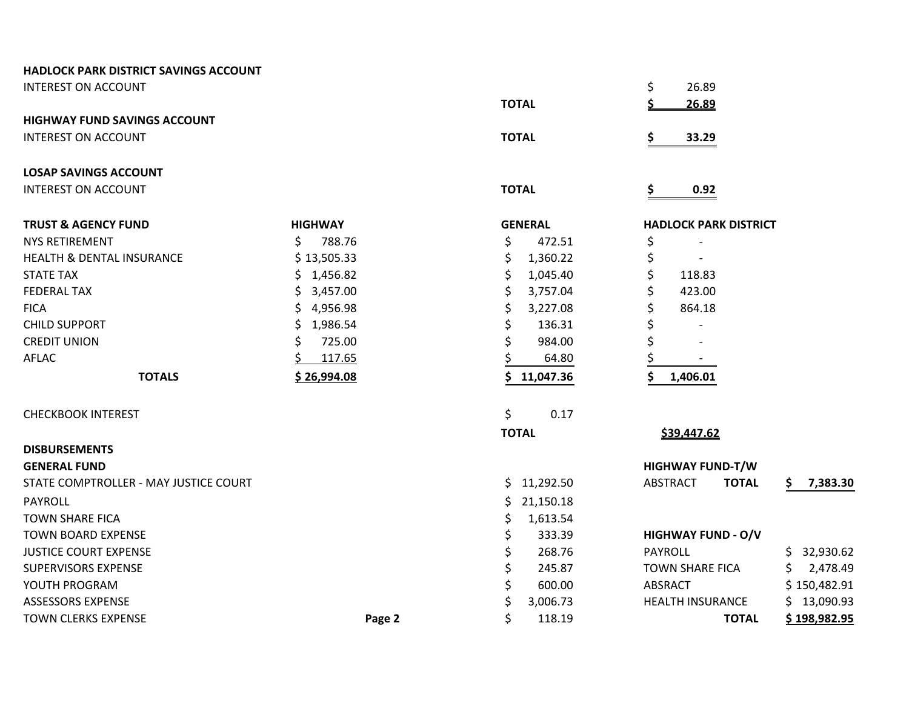**HADLOCK PARK DISTRICT SAVINGS ACCOUNT**

| | | |
|---|---|---|
| INTEREST ON ACCOUNT | | $ 26.89 |
| | **TOTAL** | **$ 26.89** |

**HIGHWAY FUND SAVINGS ACCOUNT**

| | | |
|---|---|---|
| INTEREST ON ACCOUNT | **TOTAL** | **$ 33.29** |

**LOSAP SAVINGS ACCOUNT**

| | | |
|---|---|---|
| INTEREST ON ACCOUNT | **TOTAL** | **$ 0.92** |

| **TRUST & AGENCY FUND** | **HIGHWAY** | **GENERAL** | **HADLOCK PARK DISTRICT** |
|---|---|---|---|
| NYS RETIREMENT | $ 788.76 | $ 472.51 | $ - |
| HEALTH & DENTAL INSURANCE | $ 13,505.33 | $ 1,360.22 | $ - |
| STATE TAX | $ 1,456.82 | $ 1,045.40 | $ 118.83 |
| FEDERAL TAX | $ 3,457.00 | $ 3,757.04 | $ 423.00 |
| FICA | $ 4,956.98 | $ 3,227.08 | $ 864.18 |
| CHILD SUPPORT | $ 1,986.54 | $ 136.31 | $ - |
| CREDIT UNION | $ 725.00 | $ 984.00 | $ - |
| AFLAC | $ 117.65 | $ 64.80 | $ - |
| **TOTALS** | **$ 26,994.08** | **$ 11,047.36** | **$ 1,406.01** |

| | | |
|---|---|---|
| CHECKBOOK INTEREST | $ 0.17 | |
| | **TOTAL** | **$39,447.62** |

**DISBURSEMENTS**

**GENERAL FUND**

| | |
|---|---|
| STATE COMPTROLLER - MAY JUSTICE COURT | $ 11,292.50 |
| PAYROLL | $ 21,150.18 |
| TOWN SHARE FICA | $ 1,613.54 |
| TOWN BOARD EXPENSE | $ 333.39 |
| JUSTICE COURT EXPENSE | $ 268.76 |
| SUPERVISORS EXPENSE | $ 245.87 |
| YOUTH PROGRAM | $ 600.00 |
| ASSESSORS EXPENSE | $ 3,006.73 |
| TOWN CLERKS EXPENSE | $ 118.19 |

**HIGHWAY FUND-T/W**

| | | |
|---|---|---|
| ABSTRACT | **TOTAL** | **$ 7,383.30** |

**HIGHWAY FUND - O/V**

| | |
|---|---|
| PAYROLL | $ 32,930.62 |
| TOWN SHARE FICA | $ 2,478.49 |
| ABSRACT | $ 150,482.91 |
| HEALTH INSURANCE | $ 13,090.93 |
| **TOTAL** | **$ 198,982.95** |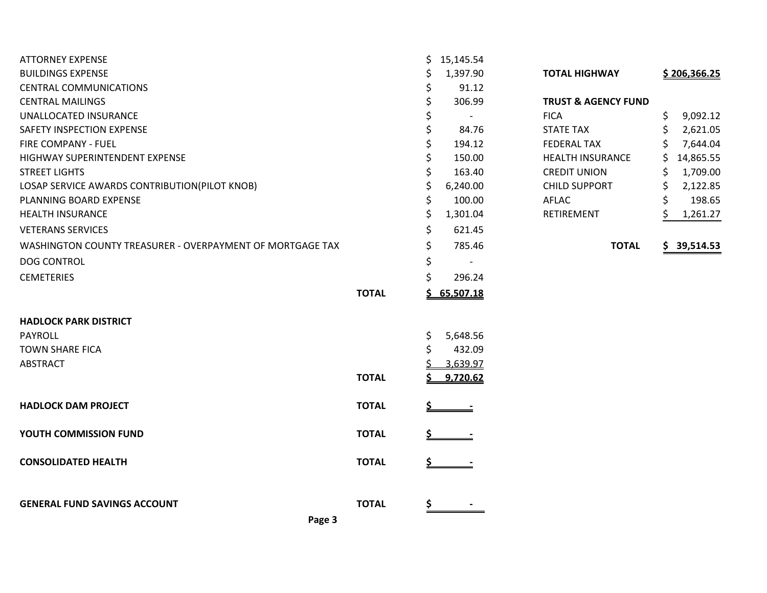| Item | | Amount |
|---|---|---|
| ATTORNEY EXPENSE | | $ 15,145.54 |
| BUILDINGS EXPENSE | | $ 1,397.90 |
| CENTRAL COMMUNICATIONS | | $ 91.12 |
| CENTRAL MAILINGS | | $ 306.99 |
| UNALLOCATED INSURANCE | | $ - |
| SAFETY INSPECTION EXPENSE | | $ 84.76 |
| FIRE COMPANY - FUEL | | $ 194.12 |
| HIGHWAY SUPERINTENDENT EXPENSE | | $ 150.00 |
| STREET LIGHTS | | $ 163.40 |
| LOSAP SERVICE AWARDS CONTRIBUTION(PILOT KNOB) | | $ 6,240.00 |
| PLANNING BOARD EXPENSE | | $ 100.00 |
| HEALTH INSURANCE | | $ 1,301.04 |
| VETERANS SERVICES | | $ 621.45 |
| WASHINGTON COUNTY TREASURER - OVERPAYMENT OF MORTGAGE TAX | | $ 785.46 |
| DOG CONTROL | | $ - |
| CEMETERIES | | $ 296.24 |
| | **TOTAL** | **$ 65,507.18** |

**HADLOCK PARK DISTRICT**

| Item | | Amount |
|---|---|---|
| PAYROLL | | $ 5,648.56 |
| TOWN SHARE FICA | | $ 432.09 |
| ABSTRACT | | $ 3,639.97 |
| | **TOTAL** | **$ 9,720.62** |

| Fund | | Amount |
|---|---|---|
| **HADLOCK DAM PROJECT** | **TOTAL** | **$ -** |
| **YOUTH COMMISSION FUND** | **TOTAL** | **$ -** |
| **CONSOLIDATED HEALTH** | **TOTAL** | **$ -** |
| **GENERAL FUND SAVINGS ACCOUNT** | **TOTAL** | **$ -** |

**TOTAL HIGHWAY** **$ 206,366.25**

**TRUST & AGENCY FUND**

| Item | Amount |
|---|---|
| FICA | $ 9,092.12 |
| STATE TAX | $ 2,621.05 |
| FEDERAL TAX | $ 7,644.04 |
| HEALTH INSURANCE | $ 14,865.55 |
| CREDIT UNION | $ 1,709.00 |
| CHILD SUPPORT | $ 2,122.85 |
| AFLAC | $ 198.65 |
| RETIREMENT | $ 1,261.27 |
| **TOTAL** | **$ 39,514.53** |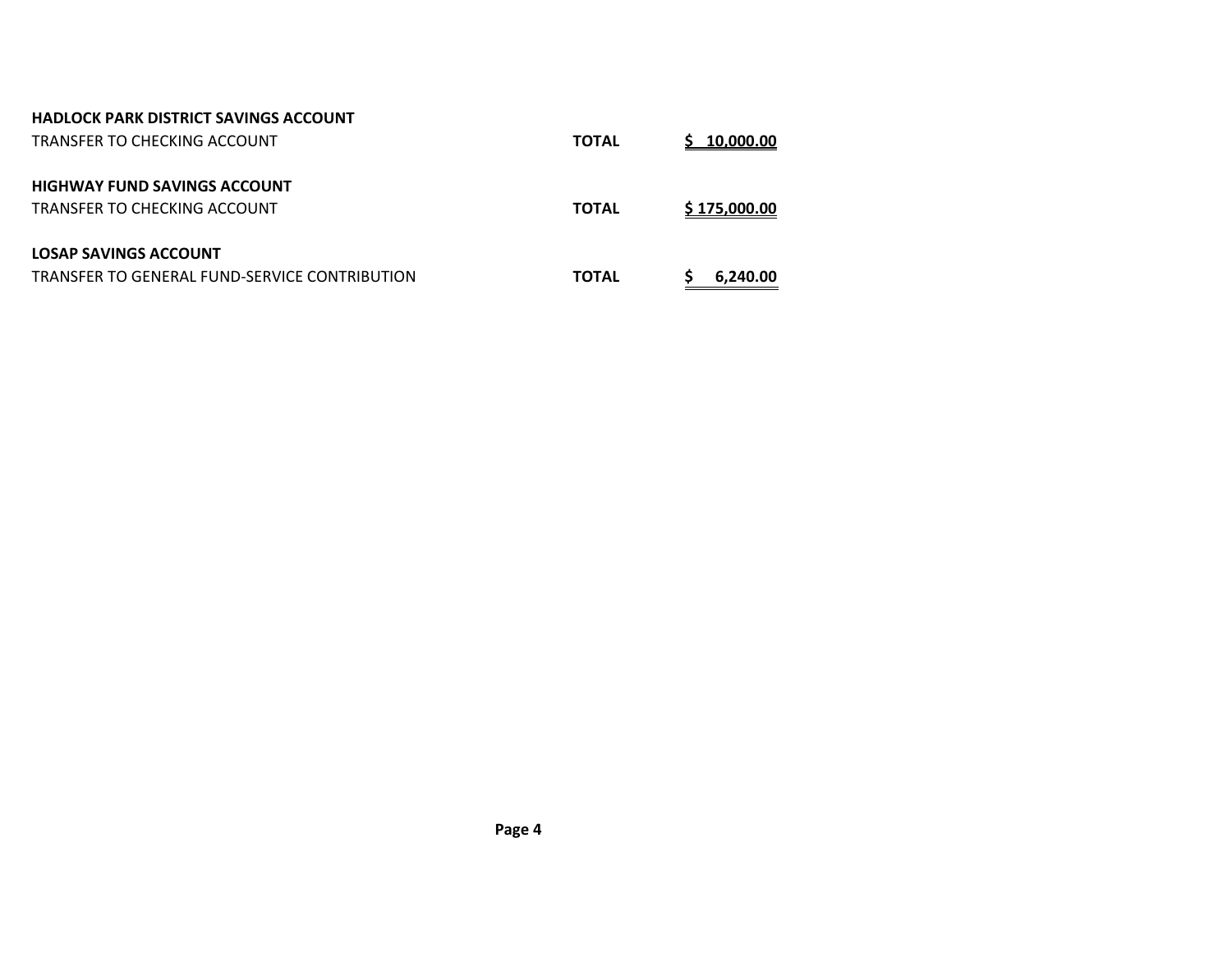**HADLOCK PARK DISTRICT SAVINGS ACCOUNT**

| | | |
|---|---|---|
| TRANSFER TO CHECKING ACCOUNT | **TOTAL** | **$ 10,000.00** |

**HIGHWAY FUND SAVINGS ACCOUNT**

| | | |
|---|---|---|
| TRANSFER TO CHECKING ACCOUNT | **TOTAL** | **$ 175,000.00** |

**LOSAP SAVINGS ACCOUNT**

| | | |
|---|---|---|
| TRANSFER TO GENERAL FUND-SERVICE CONTRIBUTION | **TOTAL** | **$ 6,240.00** |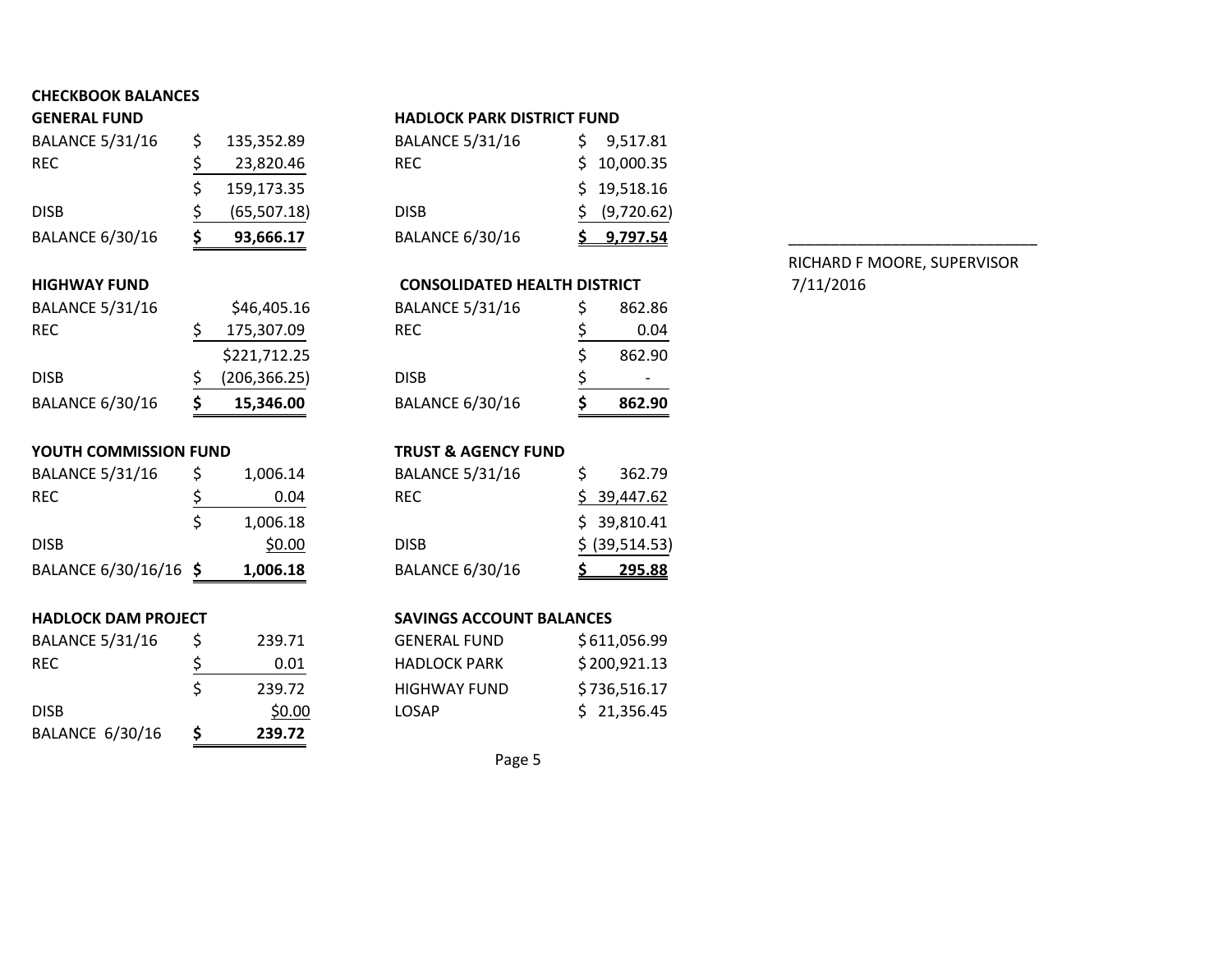## CHECKBOOK BALANCES

### GENERAL FUND

| | | |
|---|---|---|
| BALANCE 5/31/16 | $ | 135,352.89 |
| REC | $ | 23,820.46 |
| | $ | 159,173.35 |
| DISB | $ | (65,507.18) |
| BALANCE 6/30/16 | **$** | **93,666.17** |

### HADLOCK PARK DISTRICT FUND

| | |
|---|---|
| BALANCE 5/31/16 | $ 9,517.81 |
| REC | $ 10,000.35 |
| | $ 19,518.16 |
| DISB | $ (9,720.62) |
| BALANCE 6/30/16 | **$ 9,797.54** |

### HIGHWAY FUND

| | | |
|---|---|---|
| BALANCE 5/31/16 | | $46,405.16 |
| REC | $ | 175,307.09 |
| | | $221,712.25 |
| DISB | $ | (206,366.25) |
| BALANCE 6/30/16 | **$** | **15,346.00** |

### CONSOLIDATED HEALTH DISTRICT

| | | |
|---|---|---|
| BALANCE 5/31/16 | $ | 862.86 |
| REC | $ | 0.04 |
| | $ | 862.90 |
| DISB | $ | - |
| BALANCE 6/30/16 | **$** | **862.90** |

### YOUTH COMMISSION FUND

| | | |
|---|---|---|
| BALANCE 5/31/16 | $ | 1,006.14 |
| REC | $ | 0.04 |
| | $ | 1,006.18 |
| DISB | | $0.00 |
| BALANCE 6/30/16/16 | **$** | **1,006.18** |

### TRUST & AGENCY FUND

| | |
|---|---|
| BALANCE 5/31/16 | $ 362.79 |
| REC | $ 39,447.62 |
| | $ 39,810.41 |
| DISB | $ (39,514.53) |
| BALANCE 6/30/16 | **$ 295.88** |

### HADLOCK DAM PROJECT

| | | |
|---|---|---|
| BALANCE 5/31/16 | $ | 239.71 |
| REC | $ | 0.01 |
| | $ | 239.72 |
| DISB | | $0.00 |
| BALANCE 6/30/16 | **$** | **239.72** |

### SAVINGS ACCOUNT BALANCES

| | |
|---|---|
| GENERAL FUND | $611,056.99 |
| HADLOCK PARK | $200,921.13 |
| HIGHWAY FUND | $736,516.17 |
| LOSAP | $ 21,356.45 |

_____________________________

RICHARD F MOORE, SUPERVISOR

7/11/2016